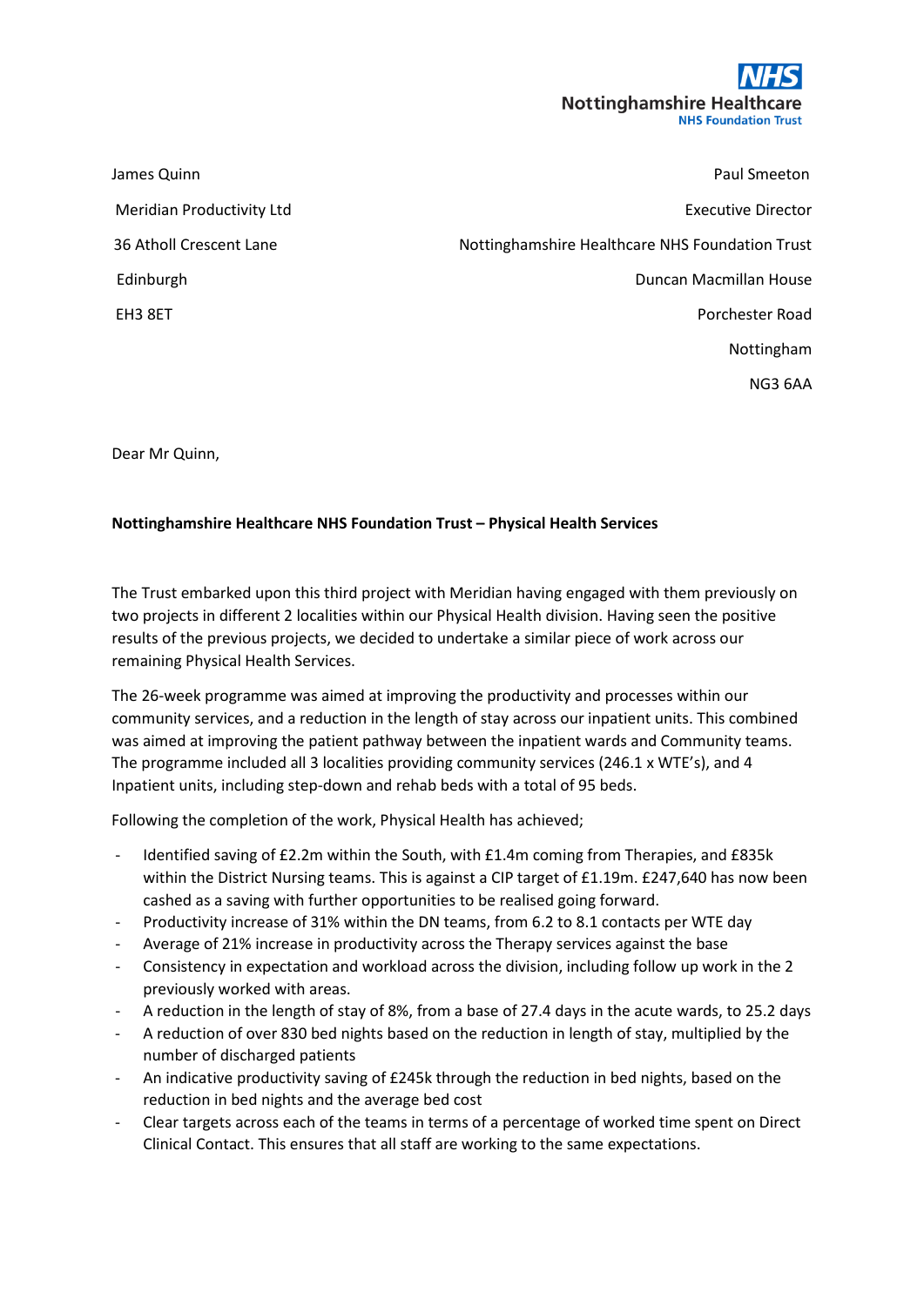NHS
Nottinghamshire Healthcare
NHS Foundation Trust

James Quinn

Meridian Productivity Ltd

36 Atholl Crescent Lane

Edinburgh

EH3 8ET

Paul Smeeton

Executive Director

Nottinghamshire Healthcare NHS Foundation Trust

Duncan Macmillan House

Porchester Road

Nottingham

NG3 6AA

Dear Mr Quinn,

**Nottinghamshire Healthcare NHS Foundation Trust – Physical Health Services**

The Trust embarked upon this third project with Meridian having engaged with them previously on two projects in different 2 localities within our Physical Health division. Having seen the positive results of the previous projects, we decided to undertake a similar piece of work across our remaining Physical Health Services.

The 26-week programme was aimed at improving the productivity and processes within our community services, and a reduction in the length of stay across our inpatient units. This combined was aimed at improving the patient pathway between the inpatient wards and Community teams. The programme included all 3 localities providing community services (246.1 x WTE's), and 4 Inpatient units, including step-down and rehab beds with a total of 95 beds.

Following the completion of the work, Physical Health has achieved;

- Identified saving of £2.2m within the South, with £1.4m coming from Therapies, and £835k within the District Nursing teams. This is against a CIP target of £1.19m. £247,640 has now been cashed as a saving with further opportunities to be realised going forward.
- Productivity increase of 31% within the DN teams, from 6.2 to 8.1 contacts per WTE day
- Average of 21% increase in productivity across the Therapy services against the base
- Consistency in expectation and workload across the division, including follow up work in the 2 previously worked with areas.
- A reduction in the length of stay of 8%, from a base of 27.4 days in the acute wards, to 25.2 days
- A reduction of over 830 bed nights based on the reduction in length of stay, multiplied by the number of discharged patients
- An indicative productivity saving of £245k through the reduction in bed nights, based on the reduction in bed nights and the average bed cost
- Clear targets across each of the teams in terms of a percentage of worked time spent on Direct Clinical Contact. This ensures that all staff are working to the same expectations.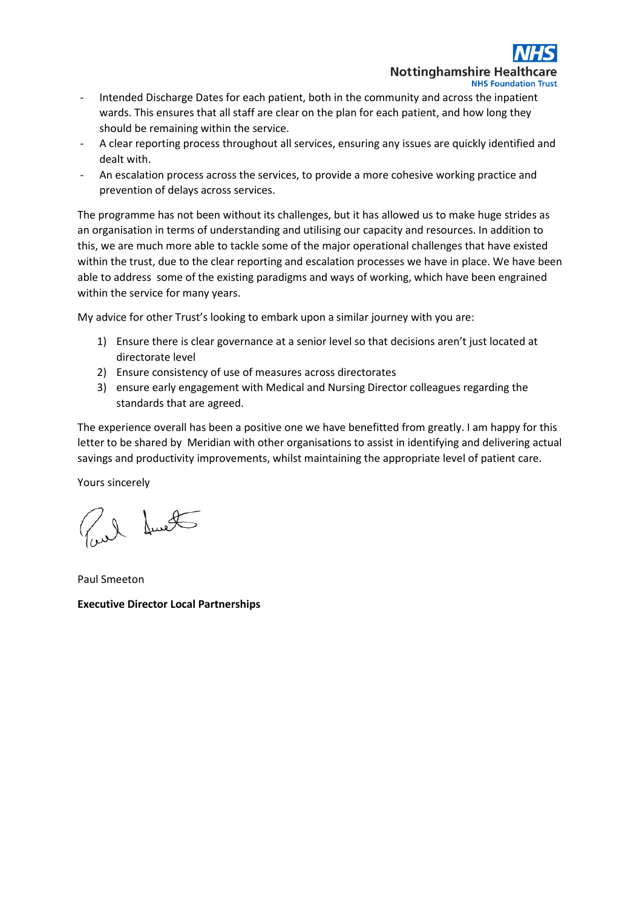- Intended Discharge Dates for each patient, both in the community and across the inpatient wards. This ensures that all staff are clear on the plan for each patient, and how long they should be remaining within the service.
- A clear reporting process throughout all services, ensuring any issues are quickly identified and dealt with.
- An escalation process across the services, to provide a more cohesive working practice and prevention of delays across services.

The programme has not been without its challenges, but it has allowed us to make huge strides as an organisation in terms of understanding and utilising our capacity and resources. In addition to this, we are much more able to tackle some of the major operational challenges that have existed within the trust, due to the clear reporting and escalation processes we have in place. We have been able to address some of the existing paradigms and ways of working, which have been engrained within the service for many years.

My advice for other Trust's looking to embark upon a similar journey with you are:

1) Ensure there is clear governance at a senior level so that decisions aren't just located at directorate level
2) Ensure consistency of use of measures across directorates
3) ensure early engagement with Medical and Nursing Director colleagues regarding the standards that are agreed.

The experience overall has been a positive one we have benefitted from greatly. I am happy for this letter to be shared by Meridian with other organisations to assist in identifying and delivering actual savings and productivity improvements, whilst maintaining the appropriate level of patient care.

Yours sincerely

Paul Smeeton

**Executive Director Local Partnerships**